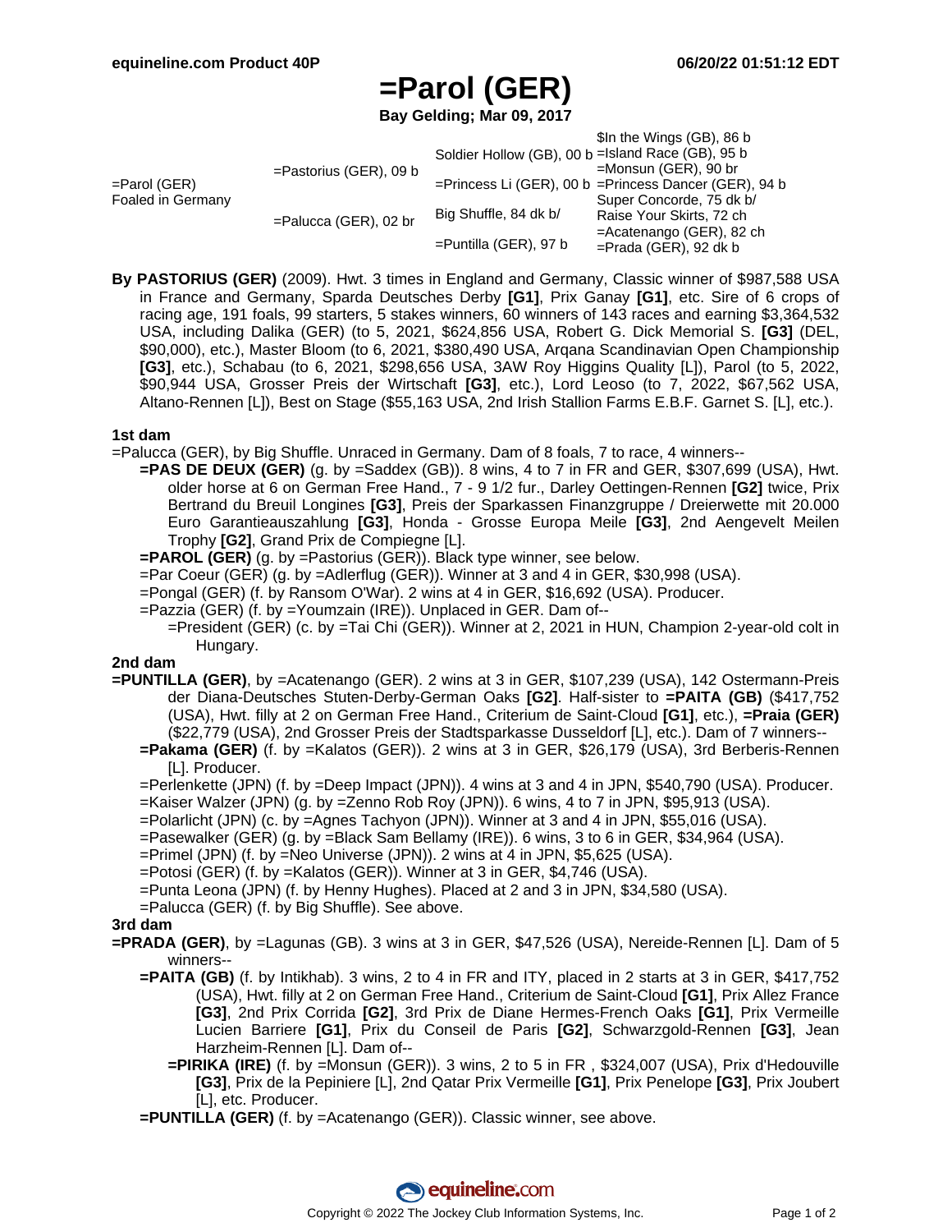# =Parol (GER)

**Bay Gelding; Mar 09, 2017**

| | | | |
|---|---|---|---|
| =Parol (GER) Foaled in Germany | =Pastorius (GER), 09 b | Soldier Hollow (GB), 00 b | $In the Wings (GB), 86 b |
| | | | =Island Race (GB), 95 b |
| | | =Princess Li (GER), 00 b | =Monsun (GER), 90 br |
| | | | =Princess Dancer (GER), 94 b |
| | =Palucca (GER), 02 br | Big Shuffle, 84 dk b/ | Super Concorde, 75 dk b/ |
| | | | Raise Your Skirts, 72 ch |
| | | =Puntilla (GER), 97 b | =Acatenango (GER), 82 ch |
| | | | =Prada (GER), 92 dk b |

**By PASTORIUS (GER)** (2009). Hwt. 3 times in England and Germany, Classic winner of $987,588 USA in France and Germany, Sparda Deutsches Derby **[G1]**, Prix Ganay **[G1]**, etc. Sire of 6 crops of racing age, 191 foals, 99 starters, 5 stakes winners, 60 winners of 143 races and earning $3,364,532 USA, including Dalika (GER) (to 5, 2021, $624,856 USA, Robert G. Dick Memorial S. **[G3]** (DEL, $90,000), etc.), Master Bloom (to 6, 2021, $380,490 USA, Arqana Scandinavian Open Championship **[G3]**, etc.), Schabau (to 6, 2021, $298,656 USA, 3AW Roy Higgins Quality [L]), Parol (to 5, 2022, $90,944 USA, Grosser Preis der Wirtschaft **[G3]**, etc.), Lord Leoso (to 7, 2022, $67,562 USA, Altano-Rennen [L]), Best on Stage ($55,163 USA, 2nd Irish Stallion Farms E.B.F. Garnet S. [L], etc.).

### 1st dam

=Palucca (GER), by Big Shuffle. Unraced in Germany. Dam of 8 foals, 7 to race, 4 winners--

- **=PAS DE DEUX (GER)** (g. by =Saddex (GB)). 8 wins, 4 to 7 in FR and GER, $307,699 (USA), Hwt. older horse at 6 on German Free Hand., 7 - 9 1/2 fur., Darley Oettingen-Rennen **[G2]** twice, Prix Bertrand du Breuil Longines **[G3]**, Preis der Sparkassen Finanzgruppe / Dreierwette mit 20.000 Euro Garantieauszahlung **[G3]**, Honda - Grosse Europa Meile **[G3]**, 2nd Aengevelt Meilen Trophy **[G2]**, Grand Prix de Compiegne [L].
- **=PAROL (GER)** (g. by =Pastorius (GER)). Black type winner, see below.
- =Par Coeur (GER) (g. by =Adlerflug (GER)). Winner at 3 and 4 in GER, $30,998 (USA).
- =Pongal (GER) (f. by Ransom O'War). 2 wins at 4 in GER, $16,692 (USA). Producer.
- =Pazzia (GER) (f. by =Youmzain (IRE)). Unplaced in GER. Dam of--
  - =President (GER) (c. by =Tai Chi (GER)). Winner at 2, 2021 in HUN, Champion 2-year-old colt in Hungary.

### 2nd dam

**=PUNTILLA (GER)**, by =Acatenango (GER). 2 wins at 3 in GER, $107,239 (USA), 142 Ostermann-Preis der Diana-Deutsches Stuten-Derby-German Oaks **[G2]**. Half-sister to **=PAITA (GB)** ($417,752 (USA), Hwt. filly at 2 on German Free Hand., Criterium de Saint-Cloud **[G1]**, etc.), **=Praia (GER)** ($22,779 (USA), 2nd Grosser Preis der Stadtsparkasse Dusseldorf [L], etc.). Dam of 7 winners--

- **=Pakama (GER)** (f. by =Kalatos (GER)). 2 wins at 3 in GER, $26,179 (USA), 3rd Berberis-Rennen [L]. Producer.
- =Perlenkette (JPN) (f. by =Deep Impact (JPN)). 4 wins at 3 and 4 in JPN, $540,790 (USA). Producer.
- =Kaiser Walzer (JPN) (g. by =Zenno Rob Roy (JPN)). 6 wins, 4 to 7 in JPN, $95,913 (USA).
- =Polarlicht (JPN) (c. by =Agnes Tachyon (JPN)). Winner at 3 and 4 in JPN, $55,016 (USA).
- =Pasewalker (GER) (g. by =Black Sam Bellamy (IRE)). 6 wins, 3 to 6 in GER, $34,964 (USA).
- =Primel (JPN) (f. by =Neo Universe (JPN)). 2 wins at 4 in JPN, $5,625 (USA).
- =Potosi (GER) (f. by =Kalatos (GER)). Winner at 3 in GER, $4,746 (USA).
- =Punta Leona (JPN) (f. by Henny Hughes). Placed at 2 and 3 in JPN, $34,580 (USA).
- =Palucca (GER) (f. by Big Shuffle). See above.

### 3rd dam

**=PRADA (GER)**, by =Lagunas (GB). 3 wins at 3 in GER, $47,526 (USA), Nereide-Rennen [L]. Dam of 5 winners--

- **=PAITA (GB)** (f. by Intikhab). 3 wins, 2 to 4 in FR and ITY, placed in 2 starts at 3 in GER, $417,752 (USA), Hwt. filly at 2 on German Free Hand., Criterium de Saint-Cloud **[G1]**, Prix Allez France **[G3]**, 2nd Prix Corrida **[G2]**, 3rd Prix de Diane Hermes-French Oaks **[G1]**, Prix Vermeille Lucien Barriere **[G1]**, Prix du Conseil de Paris **[G2]**, Schwarzgold-Rennen **[G3]**, Jean Harzheim-Rennen [L]. Dam of--
  - **=PIRIKA (IRE)** (f. by =Monsun (GER)). 3 wins, 2 to 5 in FR , $324,007 (USA), Prix d'Hedouville **[G3]**, Prix de la Pepiniere [L], 2nd Qatar Prix Vermeille **[G1]**, Prix Penelope **[G3]**, Prix Joubert [L], etc. Producer.
- **=PUNTILLA (GER)** (f. by =Acatenango (GER)). Classic winner, see above.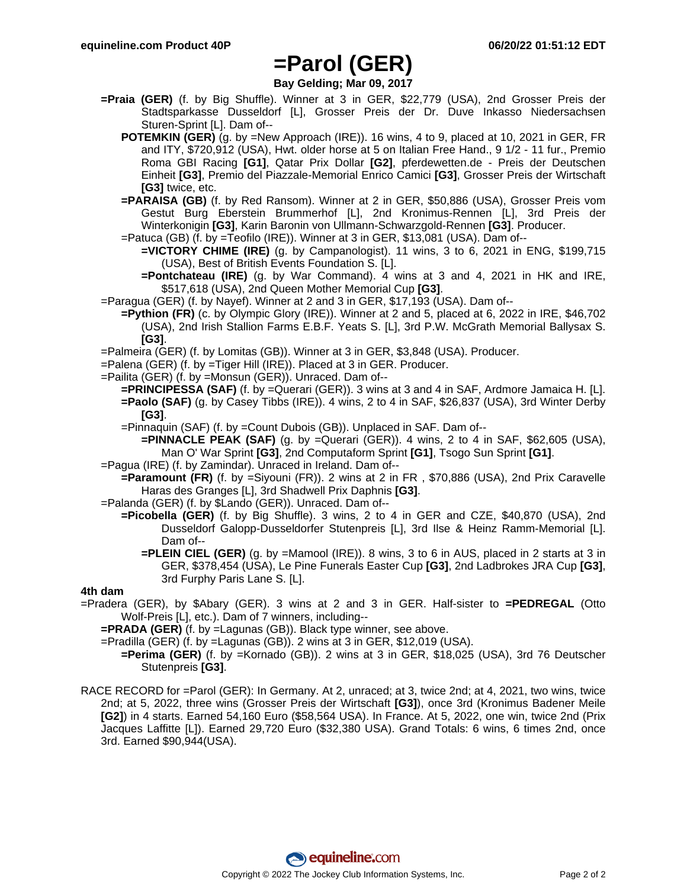# =Parol (GER)

**Bay Gelding; Mar 09, 2017**

**=Praia (GER)** (f. by Big Shuffle). Winner at 3 in GER, $22,779 (USA), 2nd Grosser Preis der Stadtsparkasse Dusseldorf [L], Grosser Preis der Dr. Duve Inkasso Niedersachsen Sturen-Sprint [L]. Dam of--

**POTEMKIN (GER)** (g. by =New Approach (IRE)). 16 wins, 4 to 9, placed at 10, 2021 in GER, FR and ITY, $720,912 (USA), Hwt. older horse at 5 on Italian Free Hand., 9 1/2 - 11 fur., Premio Roma GBI Racing **[G1]**, Qatar Prix Dollar **[G2]**, pferdewetten.de - Preis der Deutschen Einheit **[G3]**, Premio del Piazzale-Memorial Enrico Camici **[G3]**, Grosser Preis der Wirtschaft **[G3]** twice, etc.

**=PARAISA (GB)** (f. by Red Ransom). Winner at 2 in GER, $50,886 (USA), Grosser Preis vom Gestut Burg Eberstein Brummerhof [L], 2nd Kronimus-Rennen [L], 3rd Preis der Winterkonigin **[G3]**, Karin Baronin von Ullmann-Schwarzgold-Rennen **[G3]**. Producer.

=Patuca (GB) (f. by =Teofilo (IRE)). Winner at 3 in GER, $13,081 (USA). Dam of--

**=VICTORY CHIME (IRE)** (g. by Campanologist). 11 wins, 3 to 6, 2021 in ENG, $199,715 (USA), Best of British Events Foundation S. [L].

**=Pontchateau (IRE)** (g. by War Command). 4 wins at 3 and 4, 2021 in HK and IRE, $517,618 (USA), 2nd Queen Mother Memorial Cup **[G3]**.

=Paragua (GER) (f. by Nayef). Winner at 2 and 3 in GER, $17,193 (USA). Dam of--

**=Pythion (FR)** (c. by Olympic Glory (IRE)). Winner at 2 and 5, placed at 6, 2022 in IRE, $46,702 (USA), 2nd Irish Stallion Farms E.B.F. Yeats S. [L], 3rd P.W. McGrath Memorial Ballysax S. **[G3]**.

=Palmeira (GER) (f. by Lomitas (GB)). Winner at 3 in GER, $3,848 (USA). Producer.

=Palena (GER) (f. by =Tiger Hill (IRE)). Placed at 3 in GER. Producer.

=Pailita (GER) (f. by =Monsun (GER)). Unraced. Dam of--

**=PRINCIPESSA (SAF)** (f. by =Querari (GER)). 3 wins at 3 and 4 in SAF, Ardmore Jamaica H. [L].

**=Paolo (SAF)** (g. by Casey Tibbs (IRE)). 4 wins, 2 to 4 in SAF, $26,837 (USA), 3rd Winter Derby **[G3]**.

=Pinnaquin (SAF) (f. by =Count Dubois (GB)). Unplaced in SAF. Dam of--

**=PINNACLE PEAK (SAF)** (g. by =Querari (GER)). 4 wins, 2 to 4 in SAF, $62,605 (USA), Man O' War Sprint **[G3]**, 2nd Computaform Sprint **[G1]**, Tsogo Sun Sprint **[G1]**.

=Pagua (IRE) (f. by Zamindar). Unraced in Ireland. Dam of--

**=Paramount (FR)** (f. by =Siyouni (FR)). 2 wins at 2 in FR , $70,886 (USA), 2nd Prix Caravelle Haras des Granges [L], 3rd Shadwell Prix Daphnis **[G3]**.

=Palanda (GER) (f. by $Lando (GER)). Unraced. Dam of--

**=Picobella (GER)** (f. by Big Shuffle). 3 wins, 2 to 4 in GER and CZE, $40,870 (USA), 2nd Dusseldorf Galopp-Dusseldorfer Stutenpreis [L], 3rd Ilse & Heinz Ramm-Memorial [L]. Dam of--

**=PLEIN CIEL (GER)** (g. by =Mamool (IRE)). 8 wins, 3 to 6 in AUS, placed in 2 starts at 3 in GER, $378,454 (USA), Le Pine Funerals Easter Cup **[G3]**, 2nd Ladbrokes JRA Cup **[G3]**, 3rd Furphy Paris Lane S. [L].

**4th dam**

=Pradera (GER), by $Abary (GER). 3 wins at 2 and 3 in GER. Half-sister to **=PEDREGAL** (Otto Wolf-Preis [L], etc.). Dam of 7 winners, including--

**=PRADA (GER)** (f. by =Lagunas (GB)). Black type winner, see above.

=Pradilla (GER) (f. by =Lagunas (GB)). 2 wins at 3 in GER, $12,019 (USA).

**=Perima (GER)** (f. by =Kornado (GB)). 2 wins at 3 in GER, $18,025 (USA), 3rd 76 Deutscher Stutenpreis **[G3]**.

RACE RECORD for =Parol (GER): In Germany. At 2, unraced; at 3, twice 2nd; at 4, 2021, two wins, twice 2nd; at 5, 2022, three wins (Grosser Preis der Wirtschaft **[G3]**), once 3rd (Kronimus Badener Meile **[G2]**) in 4 starts. Earned 54,160 Euro ($58,564 USA). In France. At 5, 2022, one win, twice 2nd (Prix Jacques Laffitte [L]). Earned 29,720 Euro ($32,380 USA). Grand Totals: 6 wins, 6 times 2nd, once 3rd. Earned $90,944(USA).